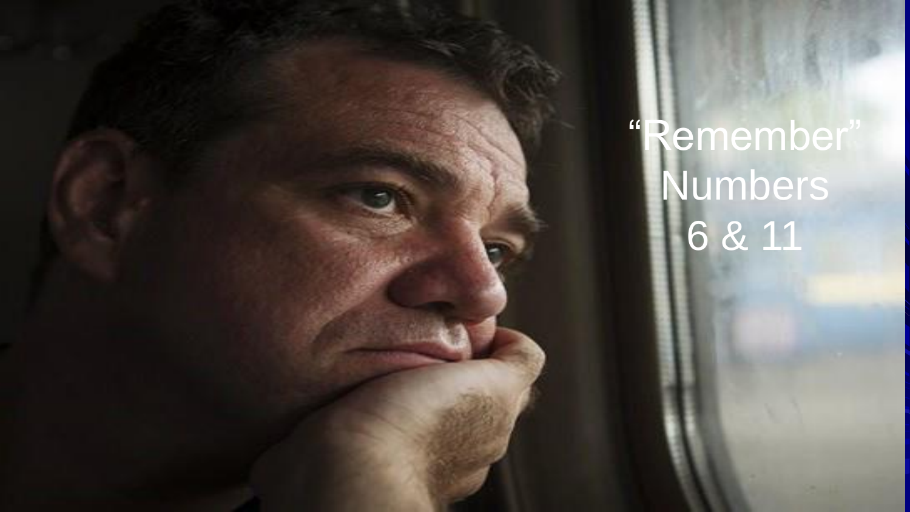# "Remember"

Numbers 6 & 11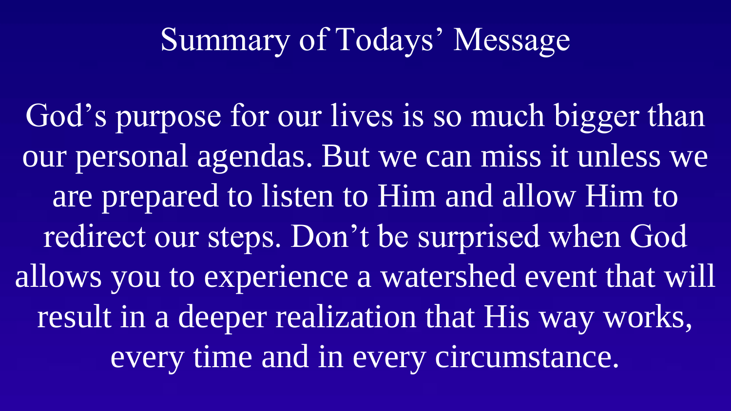# Summary of Todays' Message

God's purpose for our lives is so much bigger than our personal agendas. But we can miss it unless we are prepared to listen to Him and allow Him to redirect our steps. Don't be surprised when God allows you to experience a watershed event that will result in a deeper realization that His way works, every time and in every circumstance.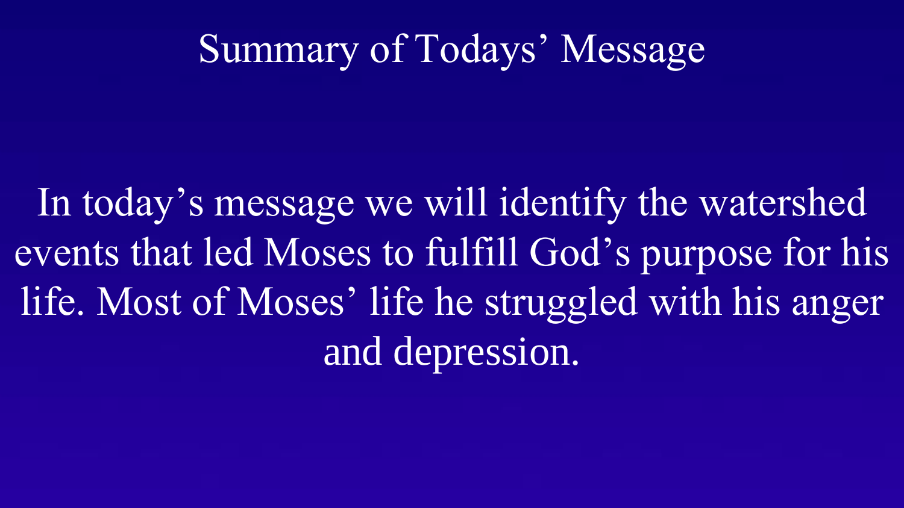# Summary of Todays' Message

In today's message we will identify the watershed events that led Moses to fulfill God's purpose for his life. Most of Moses' life he struggled with his anger and depression.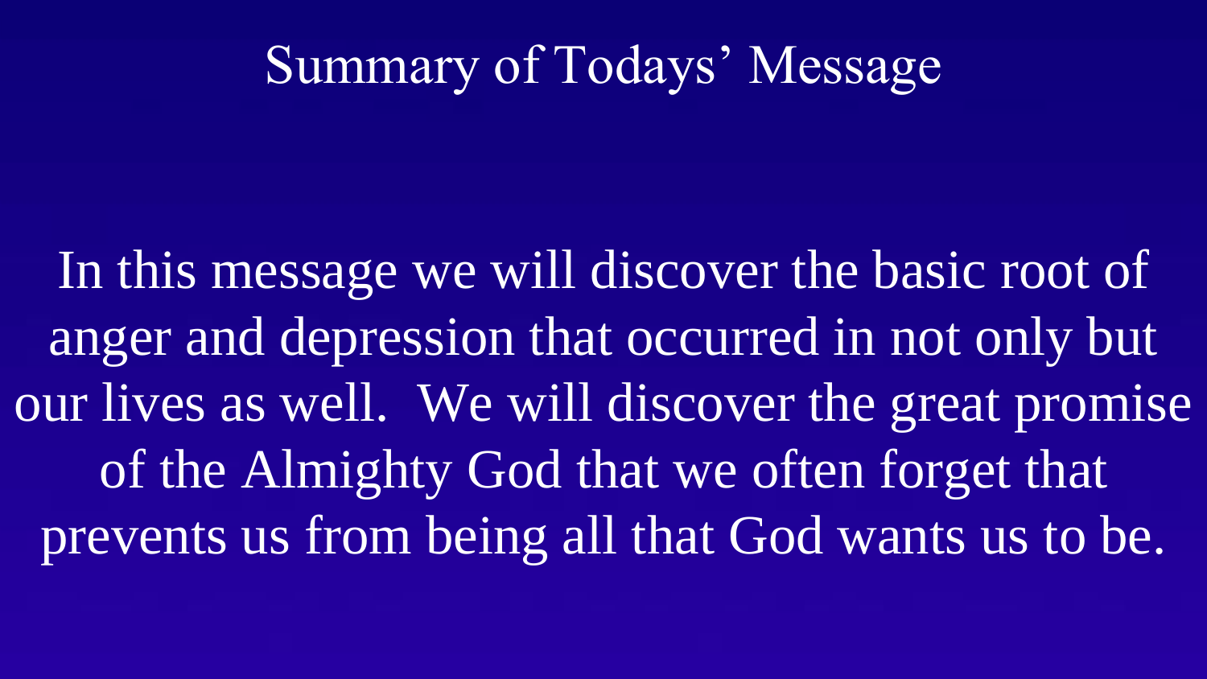# Summary of Todays' Message

In this message we will discover the basic root of anger and depression that occurred in not only but our lives as well. We will discover the great promise of the Almighty God that we often forget that prevents us from being all that God wants us to be.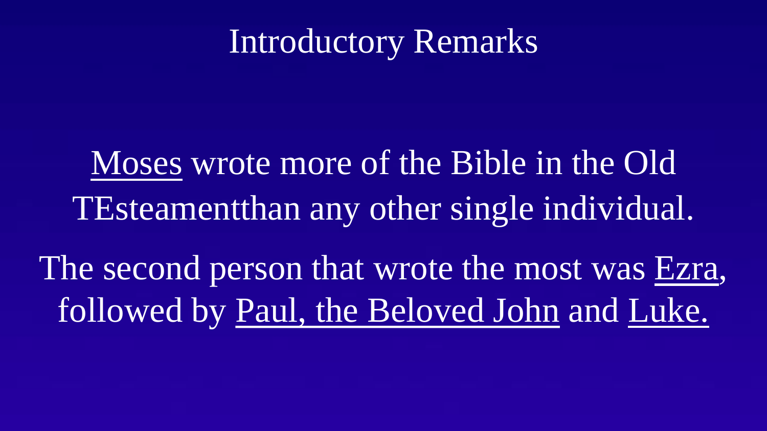# Introductory Remarks

Moses wrote more of the Bible in the Old TEsteamentthan any other single individual.

The second person that wrote the most was Ezra, followed by Paul, the Beloved John and Luke.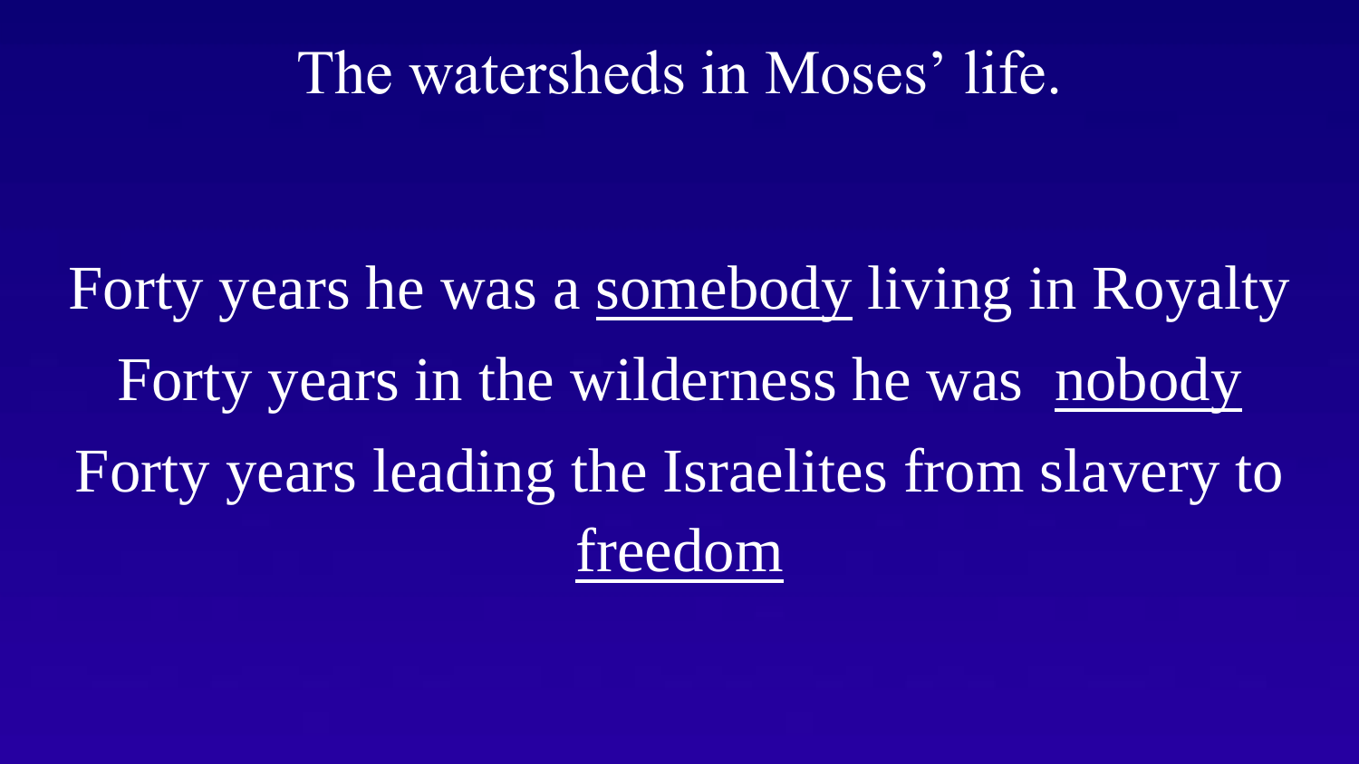# The watersheds in Moses' life.

Forty years he was a <u>somebody</u> living in Royalty

Forty years in the wilderness he was <u>nobody</u>

Forty years leading the Israelites from slavery to <u>freedom</u>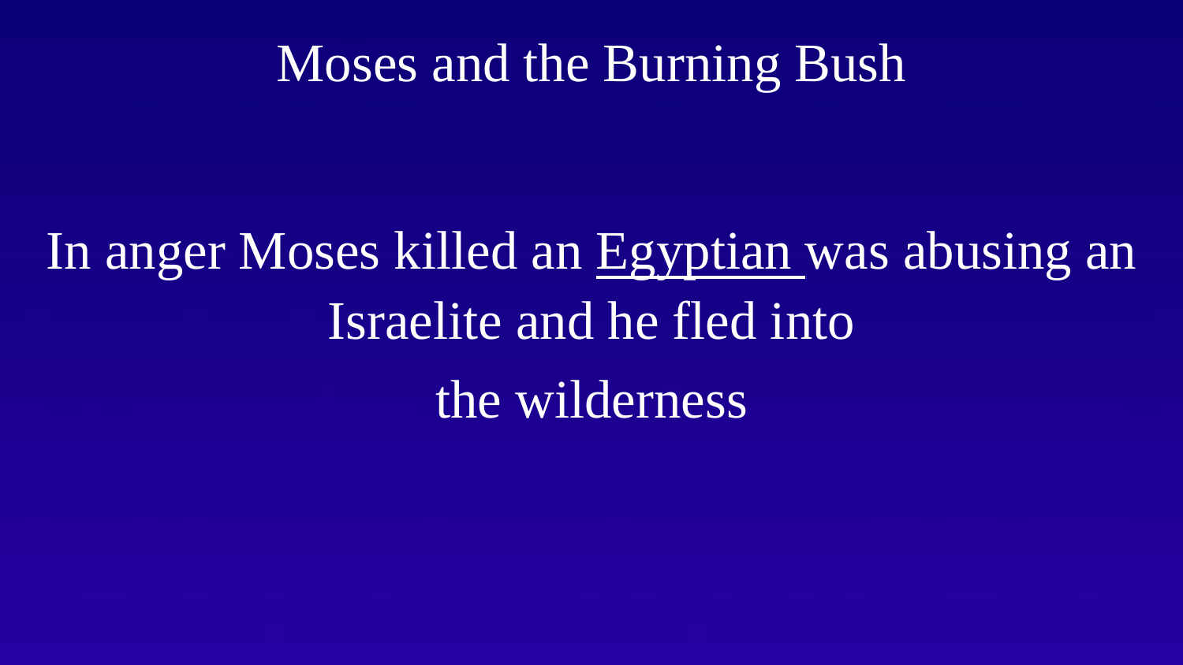# Moses and the Burning Bush

In anger Moses killed an Egyptian was abusing an Israelite and he fled into the wilderness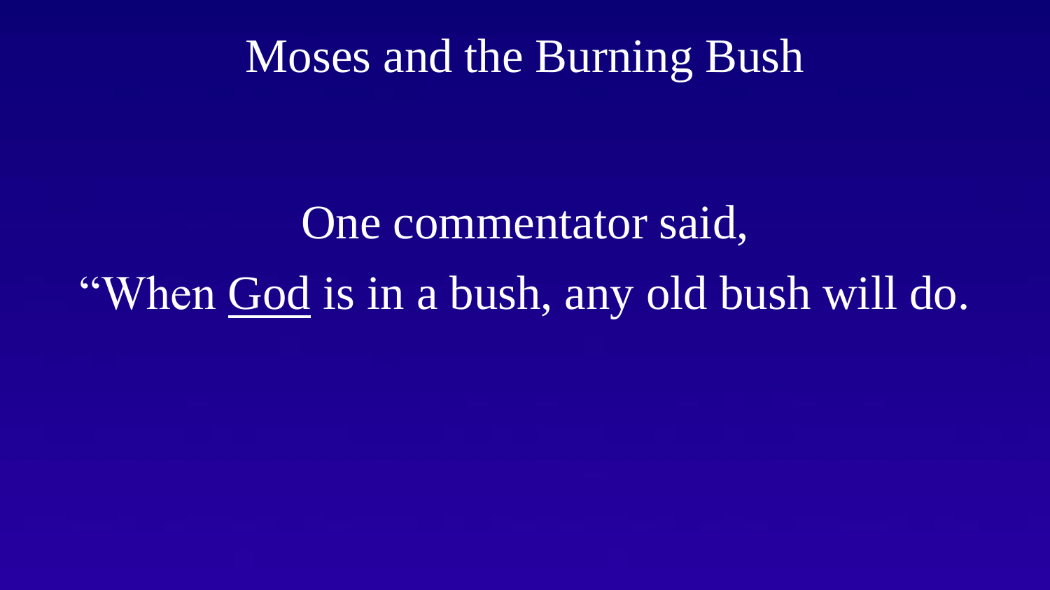# Moses and the Burning Bush

One commentator said,

"When <u>God</u> is in a bush, any old bush will do.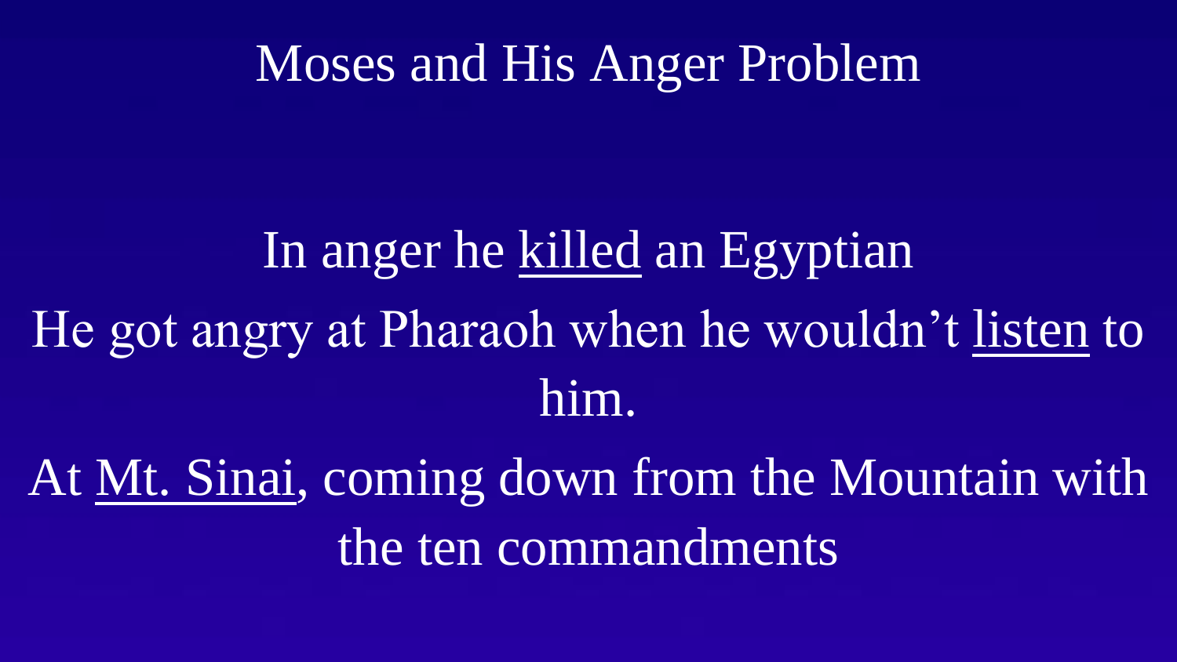# Moses and His Anger Problem

In anger he <u>killed</u> an Egyptian

He got angry at Pharaoh when he wouldn't <u>listen</u> to him.

At <u>Mt. Sinai</u>, coming down from the Mountain with the ten commandments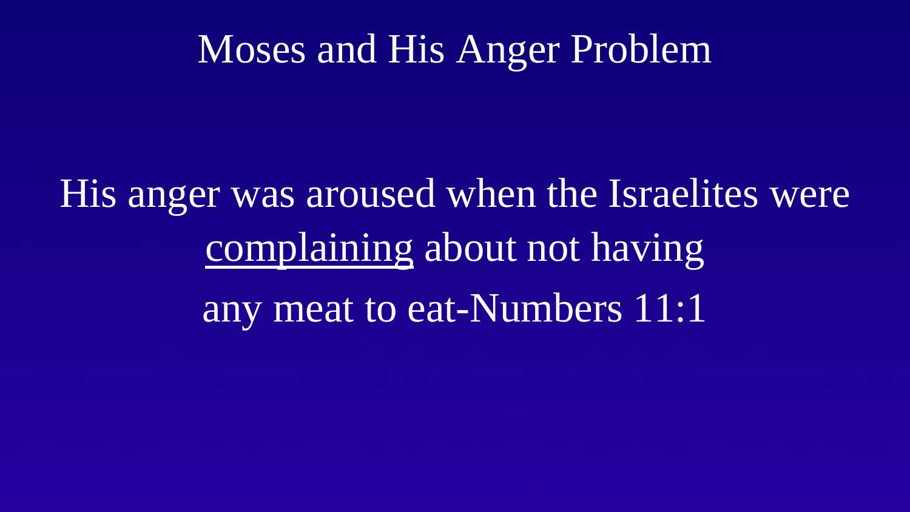# Moses and His Anger Problem

His anger was aroused when the Israelites were <u>complaining</u> about not having any meat to eat-Numbers 11:1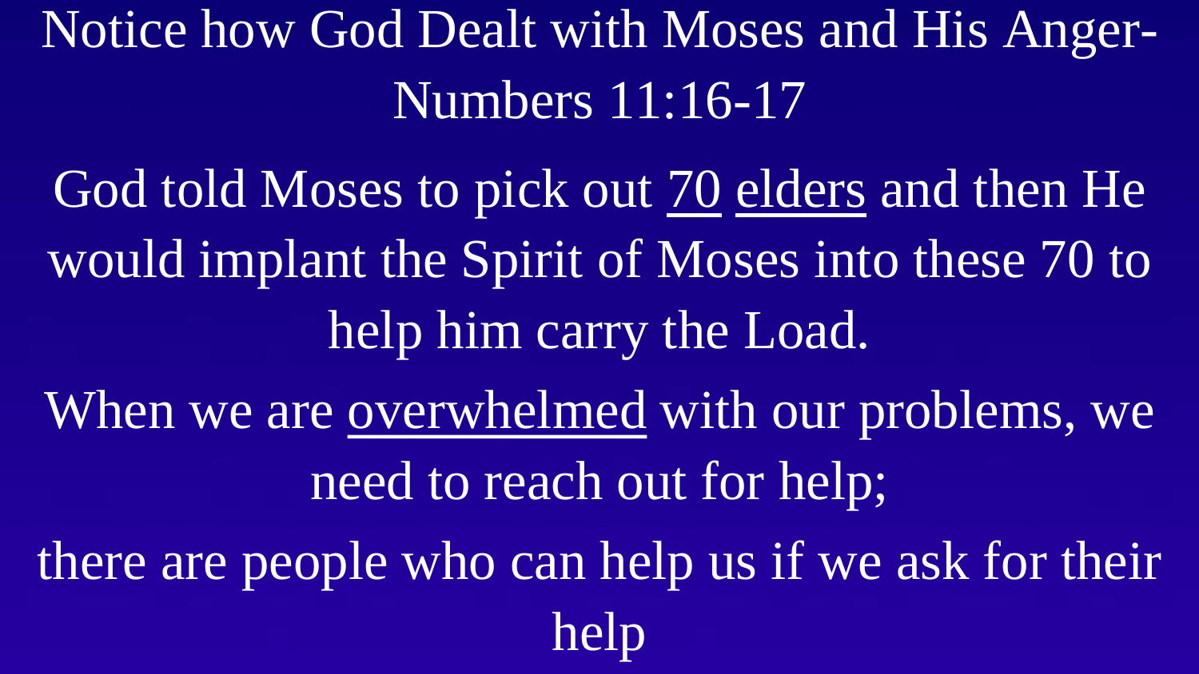# Notice how God Dealt with Moses and His Anger- Numbers 11:16-17

God told Moses to pick out <u>70</u> <u>elders</u> and then He would implant the Spirit of Moses into these 70 to help him carry the Load.

When we are <u>overwhelmed</u> with our problems, we need to reach out for help;

there are people who can help us if we ask for their help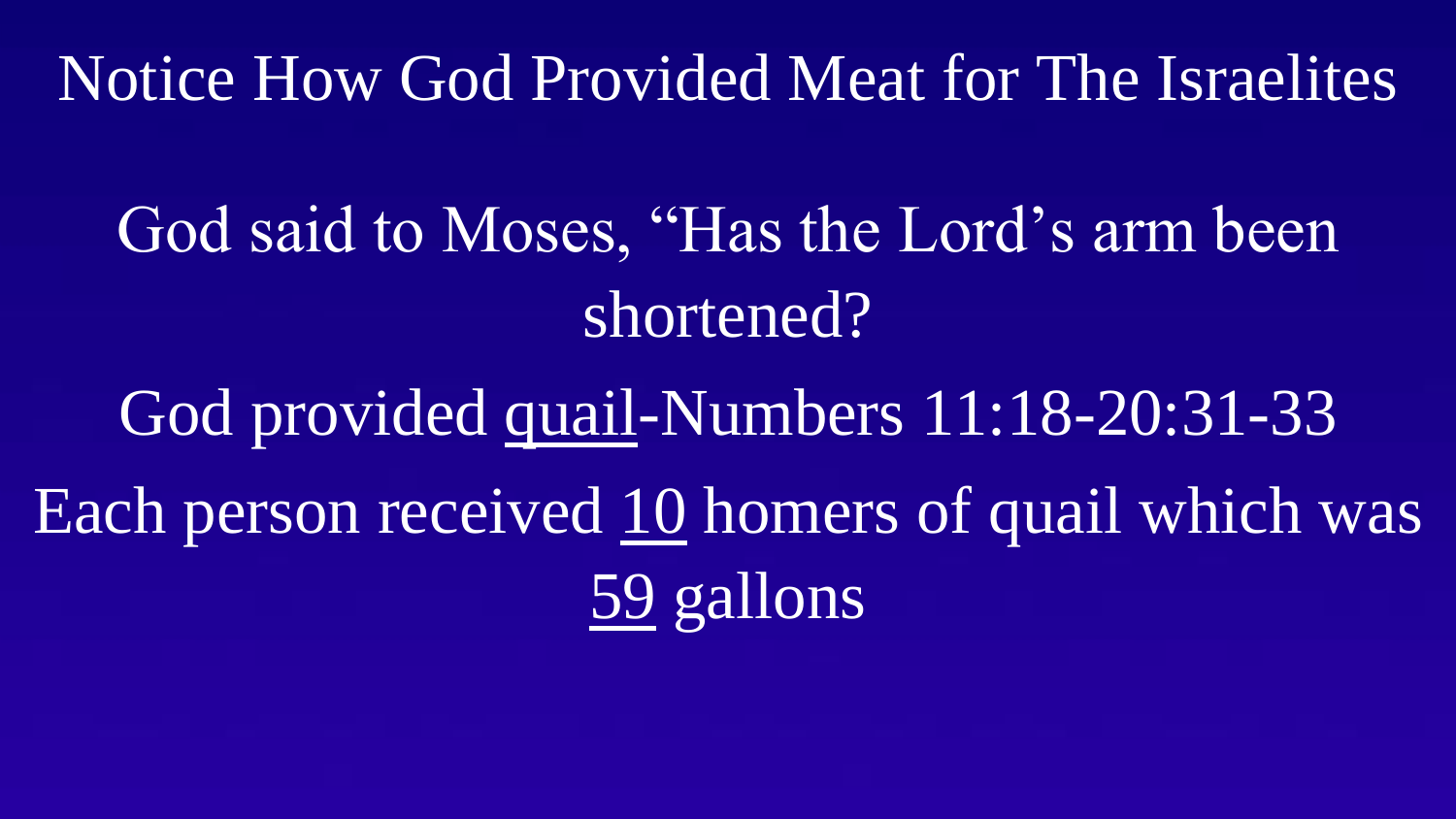# Notice How God Provided Meat for The Israelites

God said to Moses, “Has the Lord’s arm been shortened?

God provided <u>quail</u>-Numbers 11:18-20:31-33

Each person received <u>10</u> homers of quail which was <u>59</u> gallons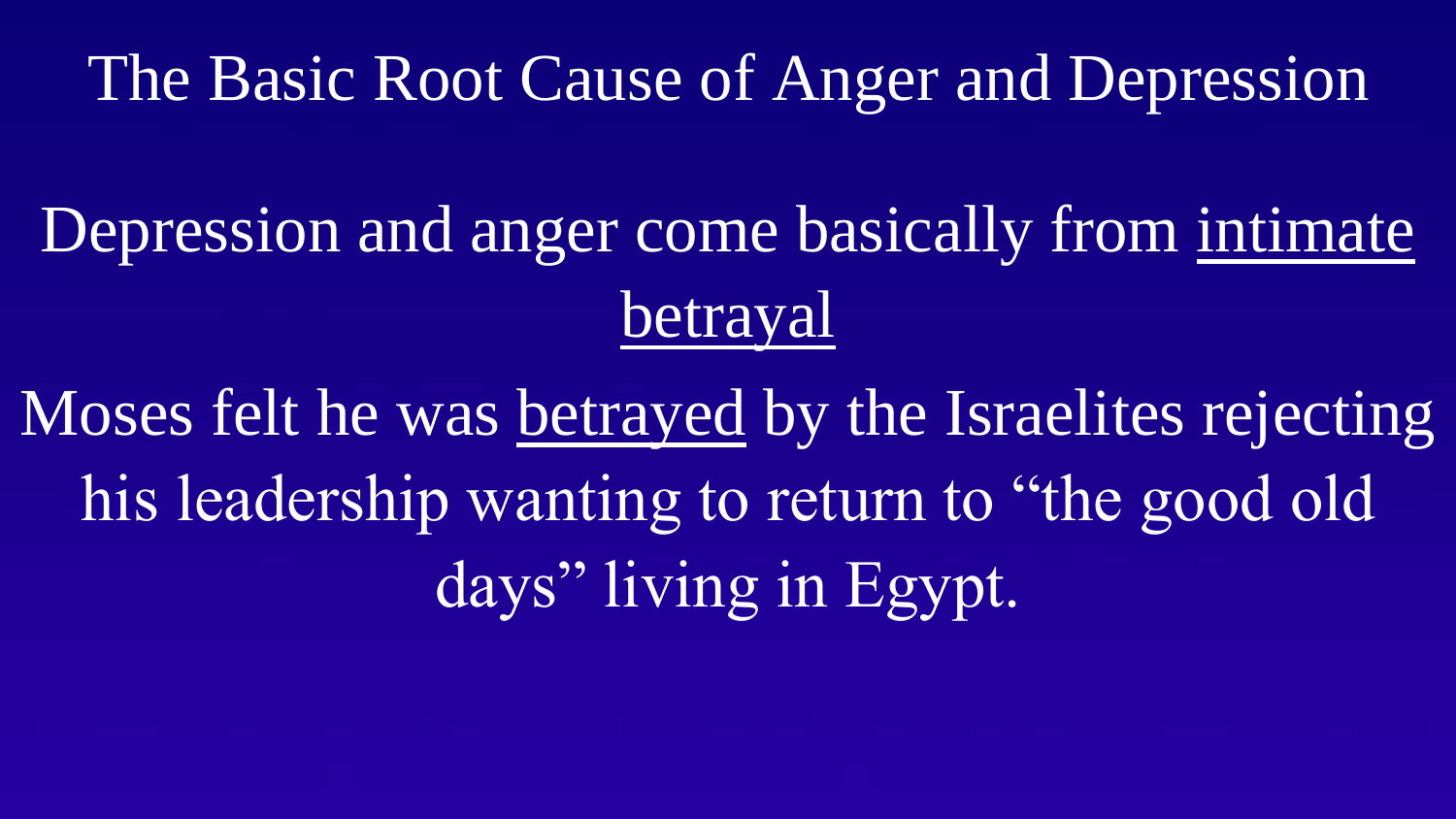# The Basic Root Cause of Anger and Depression

Depression and anger come basically from <u>intimate betrayal</u>

Moses felt he was <u>betrayed</u> by the Israelites rejecting his leadership wanting to return to “the good old days” living in Egypt.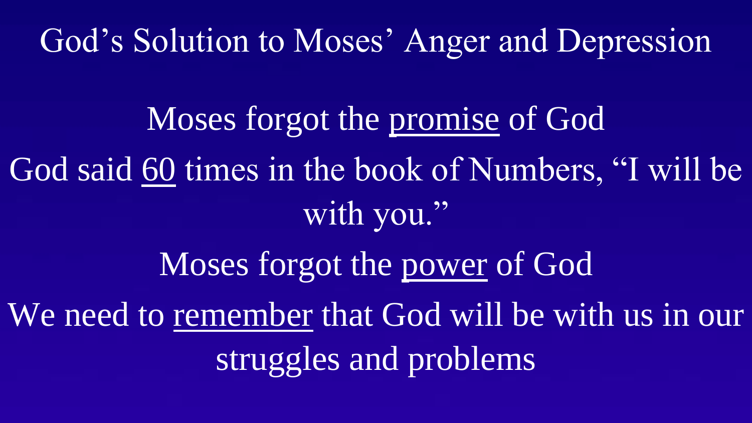# God’s Solution to Moses’ Anger and Depression

Moses forgot the promise of God

God said 60 times in the book of Numbers, “I will be with you.”

Moses forgot the power of God

We need to remember that God will be with us in our struggles and problems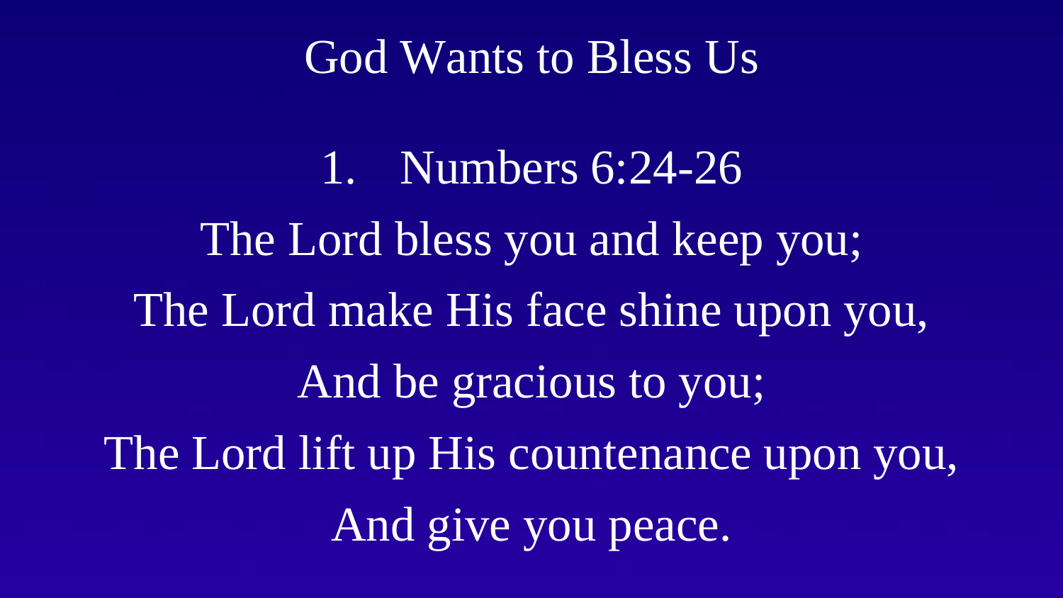# God Wants to Bless Us

1. Numbers 6:24-26

The Lord bless you and keep you;
The Lord make His face shine upon you,
And be gracious to you;
The Lord lift up His countenance upon you,
And give you peace.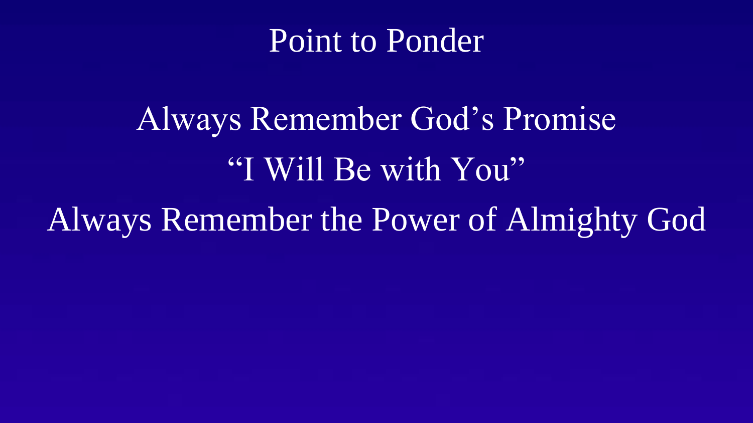# Point to Ponder

Always Remember God’s Promise

“I Will Be with You”

Always Remember the Power of Almighty God